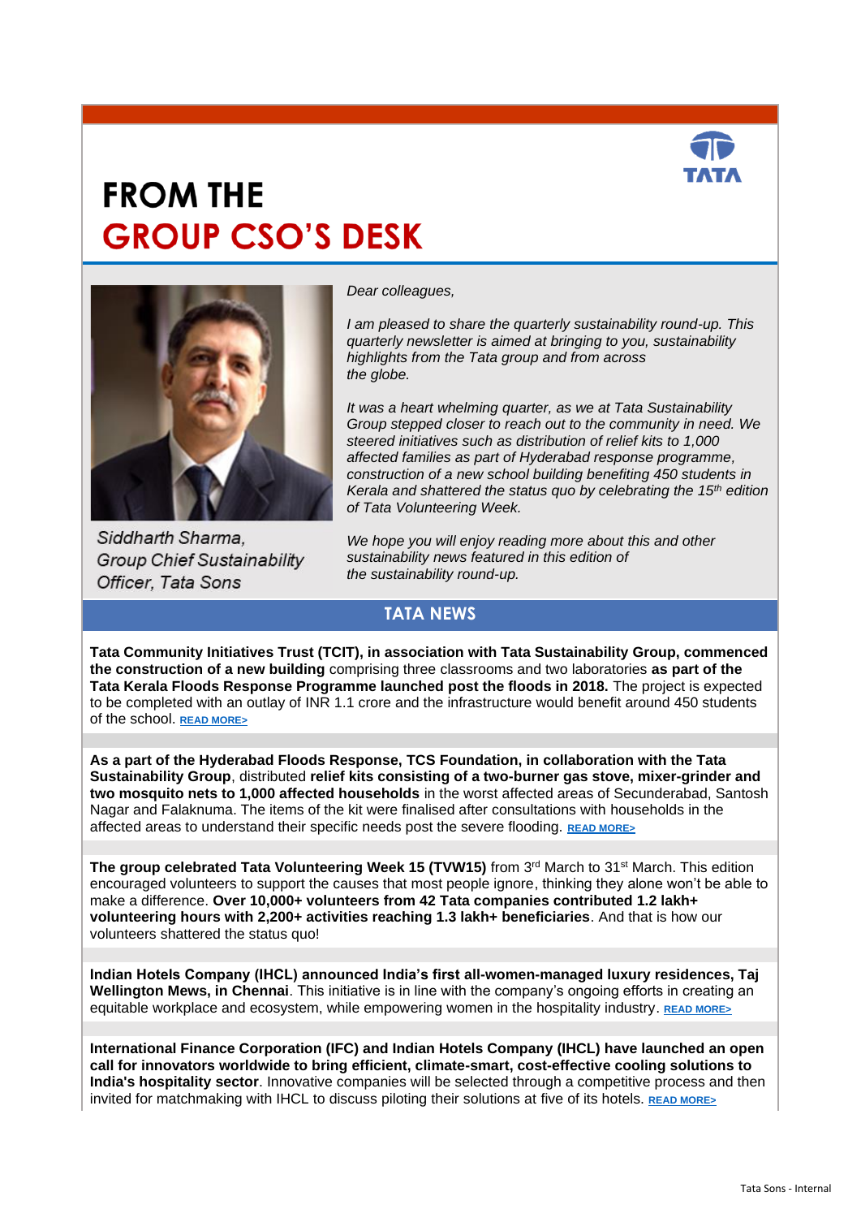# FROM THE
# GROUP CSO'S DESK

Siddharth Sharma,
Group Chief Sustainability Officer, Tata Sons

*Dear colleagues,*

*I am pleased to share the quarterly sustainability round-up. This quarterly newsletter is aimed at bringing to you, sustainability highlights from the Tata group and from across the globe.*

*It was a heart whelming quarter, as we at Tata Sustainability Group stepped closer to reach out to the community in need. We steered initiatives such as distribution of relief kits to 1,000 affected families as part of Hyderabad response programme, construction of a new school building benefiting 450 students in Kerala and shattered the status quo by celebrating the 15th edition of Tata Volunteering Week.*

*We hope you will enjoy reading more about this and other sustainability news featured in this edition of the sustainability round-up.*

## TATA NEWS

**Tata Community Initiatives Trust (TCIT), in association with Tata Sustainability Group, commenced the construction of a new building** comprising three classrooms and two laboratories **as part of the Tata Kerala Floods Response Programme launched post the floods in 2018.** The project is expected to be completed with an outlay of INR 1.1 crore and the infrastructure would benefit around 450 students of the school. READ MORE>

**As a part of the Hyderabad Floods Response, TCS Foundation, in collaboration with the Tata Sustainability Group**, distributed **relief kits consisting of a two-burner gas stove, mixer-grinder and two mosquito nets to 1,000 affected households** in the worst affected areas of Secunderabad, Santosh Nagar and Falaknuma. The items of the kit were finalised after consultations with households in the affected areas to understand their specific needs post the severe flooding. READ MORE>

**The group celebrated Tata Volunteering Week 15 (TVW15)** from 3rd March to 31st March. This edition encouraged volunteers to support the causes that most people ignore, thinking they alone won't be able to make a difference. **Over 10,000+ volunteers from 42 Tata companies contributed 1.2 lakh+ volunteering hours with 2,200+ activities reaching 1.3 lakh+ beneficiaries**. And that is how our volunteers shattered the status quo!

**Indian Hotels Company (IHCL) announced India's first all-women-managed luxury residences, Taj Wellington Mews, in Chennai**. This initiative is in line with the company's ongoing efforts in creating an equitable workplace and ecosystem, while empowering women in the hospitality industry. READ MORE>

**International Finance Corporation (IFC) and Indian Hotels Company (IHCL) have launched an open call for innovators worldwide to bring efficient, climate-smart, cost-effective cooling solutions to India's hospitality sector**. Innovative companies will be selected through a competitive process and then invited for matchmaking with IHCL to discuss piloting their solutions at five of its hotels. READ MORE>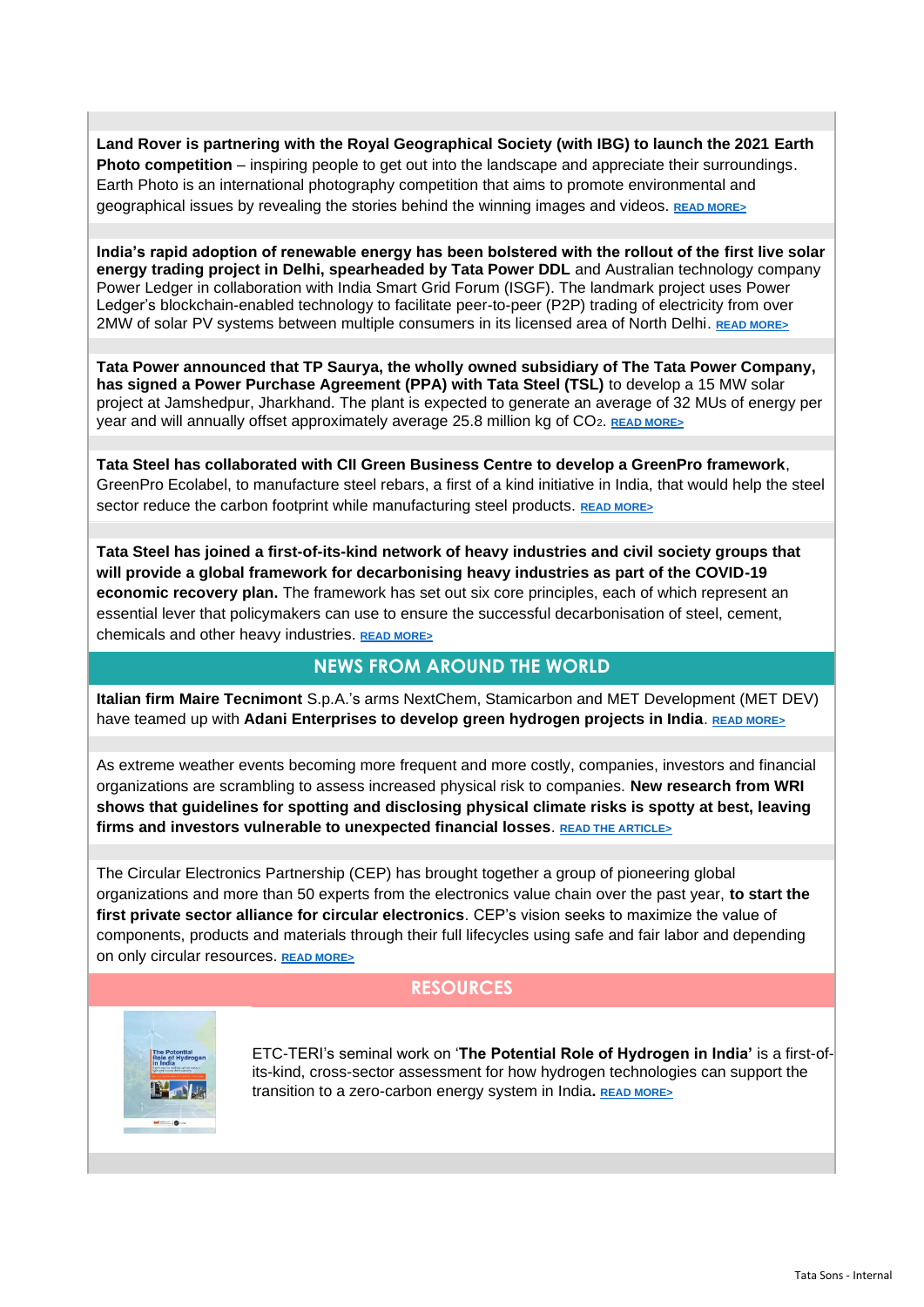**Land Rover is partnering with the Royal Geographical Society (with IBG) to launch the 2021 Earth Photo competition** – inspiring people to get out into the landscape and appreciate their surroundings. Earth Photo is an international photography competition that aims to promote environmental and geographical issues by revealing the stories behind the winning images and videos. READ MORE>

**India's rapid adoption of renewable energy has been bolstered with the rollout of the first live solar energy trading project in Delhi, spearheaded by Tata Power DDL** and Australian technology company Power Ledger in collaboration with India Smart Grid Forum (ISGF). The landmark project uses Power Ledger's blockchain-enabled technology to facilitate peer-to-peer (P2P) trading of electricity from over 2MW of solar PV systems between multiple consumers in its licensed area of North Delhi. READ MORE>

**Tata Power announced that TP Saurya, the wholly owned subsidiary of The Tata Power Company, has signed a Power Purchase Agreement (PPA) with Tata Steel (TSL)** to develop a 15 MW solar project at Jamshedpur, Jharkhand. The plant is expected to generate an average of 32 MUs of energy per year and will annually offset approximately average 25.8 million kg of $CO_2$. READ MORE>

**Tata Steel has collaborated with CII Green Business Centre to develop a GreenPro framework**, GreenPro Ecolabel, to manufacture steel rebars, a first of a kind initiative in India, that would help the steel sector reduce the carbon footprint while manufacturing steel products. READ MORE>

**Tata Steel has joined a first-of-its-kind network of heavy industries and civil society groups that will provide a global framework for decarbonising heavy industries as part of the COVID-19 economic recovery plan.** The framework has set out six core principles, each of which represent an essential lever that policymakers can use to ensure the successful decarbonisation of steel, cement, chemicals and other heavy industries. READ MORE>

## NEWS FROM AROUND THE WORLD

**Italian firm Maire Tecnimont** S.p.A.'s arms NextChem, Stamicarbon and MET Development (MET DEV) have teamed up with **Adani Enterprises to develop green hydrogen projects in India**. READ MORE>

As extreme weather events becoming more frequent and more costly, companies, investors and financial organizations are scrambling to assess increased physical risk to companies. **New research from WRI shows that guidelines for spotting and disclosing physical climate risks is spotty at best, leaving firms and investors vulnerable to unexpected financial losses**. READ THE ARTICLE>

The Circular Electronics Partnership (CEP) has brought together a group of pioneering global organizations and more than 50 experts from the electronics value chain over the past year, **to start the first private sector alliance for circular electronics**. CEP's vision seeks to maximize the value of components, products and materials through their full lifecycles using safe and fair labor and depending on only circular resources. READ MORE>

## RESOURCES

ETC-TERI's seminal work on '**The Potential Role of Hydrogen in India'** is a first-of-its-kind, cross-sector assessment for how hydrogen technologies can support the transition to a zero-carbon energy system in India**.** READ MORE>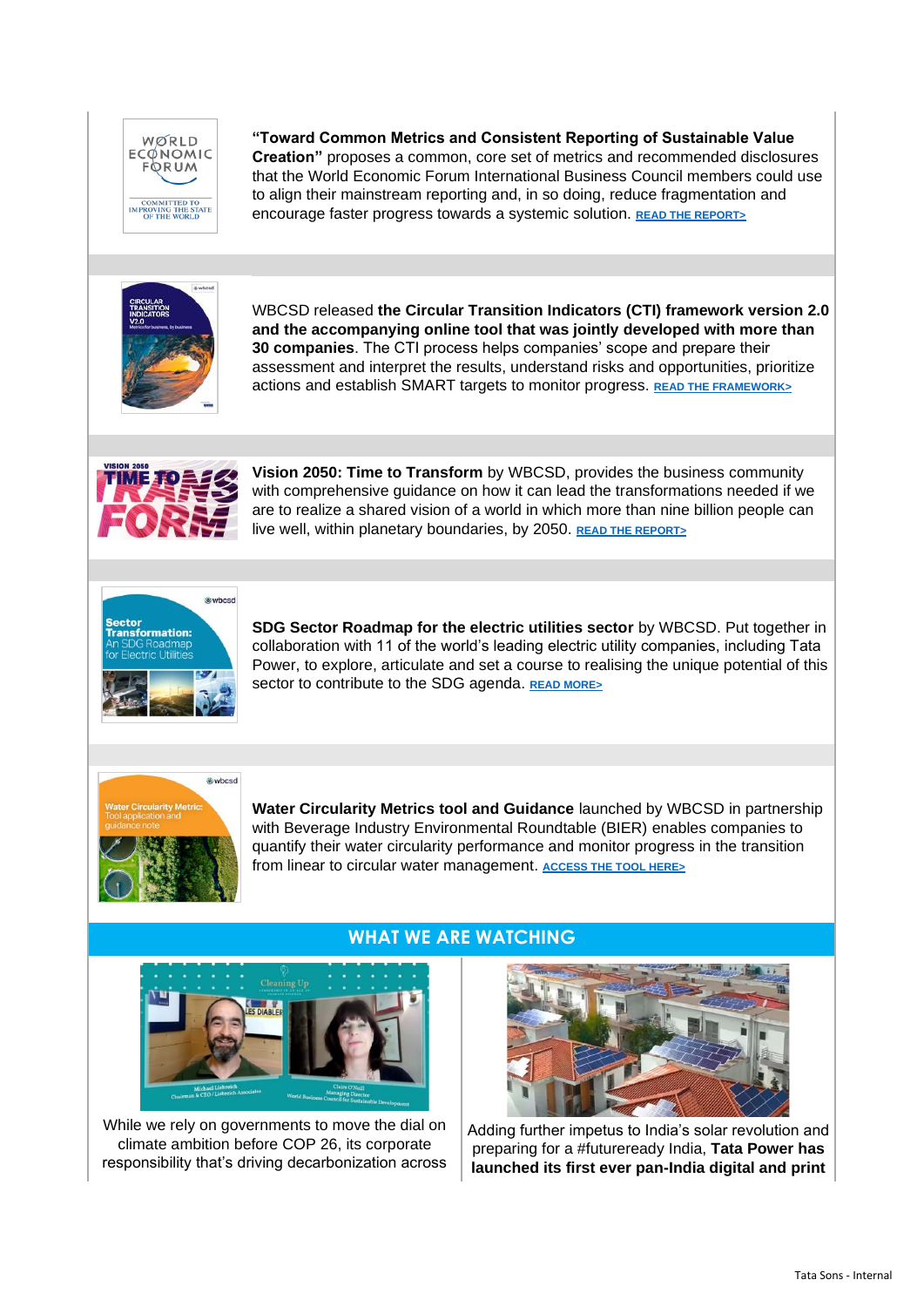**"Toward Common Metrics and Consistent Reporting of Sustainable Value Creation"** proposes a common, core set of metrics and recommended disclosures that the World Economic Forum International Business Council members could use to align their mainstream reporting and, in so doing, reduce fragmentation and encourage faster progress towards a systemic solution. **READ THE REPORT>**

WBCSD released **the Circular Transition Indicators (CTI) framework version 2.0 and the accompanying online tool that was jointly developed with more than 30 companies**. The CTI process helps companies' scope and prepare their assessment and interpret the results, understand risks and opportunities, prioritize actions and establish SMART targets to monitor progress. **READ THE FRAMEWORK>**

**Vision 2050: Time to Transform** by WBCSD, provides the business community with comprehensive guidance on how it can lead the transformations needed if we are to realize a shared vision of a world in which more than nine billion people can live well, within planetary boundaries, by 2050. **READ THE REPORT>**

**SDG Sector Roadmap for the electric utilities sector** by WBCSD. Put together in collaboration with 11 of the world's leading electric utility companies, including Tata Power, to explore, articulate and set a course to realising the unique potential of this sector to contribute to the SDG agenda. **READ MORE>**

**Water Circularity Metrics tool and Guidance** launched by WBCSD in partnership with Beverage Industry Environmental Roundtable (BIER) enables companies to quantify their water circularity performance and monitor progress in the transition from linear to circular water management. **ACCESS THE TOOL HERE>**

## WHAT WE ARE WATCHING

While we rely on governments to move the dial on climate ambition before COP 26, its corporate responsibility that's driving decarbonization across

Adding further impetus to India's solar revolution and preparing for a #futureready India, **Tata Power has launched its first ever pan-India digital and print**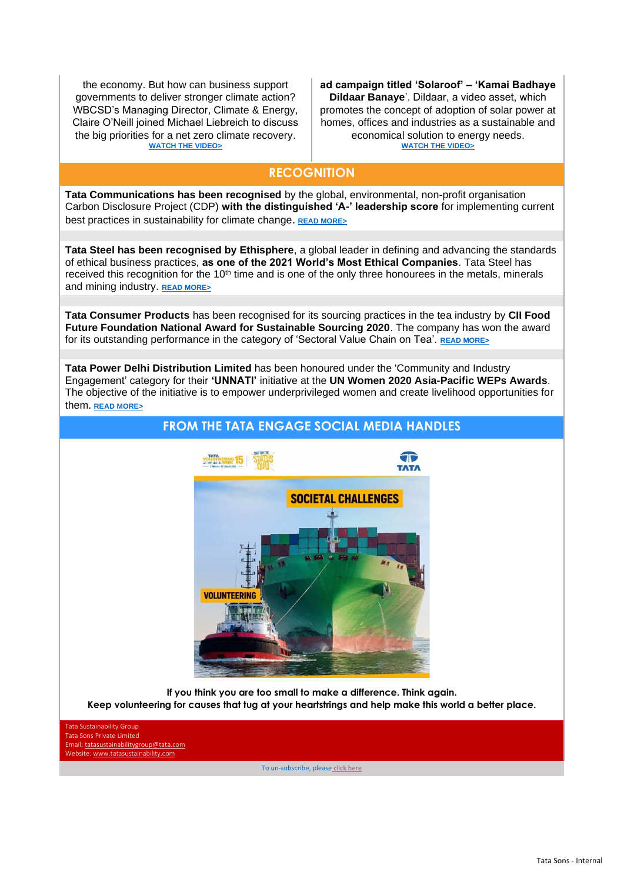the economy. But how can business support governments to deliver stronger climate action? WBCSD's Managing Director, Climate & Energy, Claire O'Neill joined Michael Liebreich to discuss the big priorities for a net zero climate recovery.
**WATCH THE VIDEO>**

**ad campaign titled 'Solaroof' – 'Kamai Badhaye Dildaar Banaye**'. Dildaar, a video asset, which promotes the concept of adoption of solar power at homes, offices and industries as a sustainable and economical solution to energy needs.
**WATCH THE VIDEO>**

## RECOGNITION

**Tata Communications has been recognised** by the global, environmental, non-profit organisation Carbon Disclosure Project (CDP) **with the distinguished 'A-' leadership score** for implementing current best practices in sustainability for climate change. **READ MORE>**

**Tata Steel has been recognised by Ethisphere**, a global leader in defining and advancing the standards of ethical business practices, **as one of the 2021 World's Most Ethical Companies**. Tata Steel has received this recognition for the 10th time and is one of the only three honourees in the metals, minerals and mining industry. **READ MORE>**

**Tata Consumer Products** has been recognised for its sourcing practices in the tea industry by **CII Food Future Foundation National Award for Sustainable Sourcing 2020**. The company has won the award for its outstanding performance in the category of 'Sectoral Value Chain on Tea'. **READ MORE>**

**Tata Power Delhi Distribution Limited** has been honoured under the 'Community and Industry Engagement' category for their **'UNNATI'** initiative at the **UN Women 2020 Asia-Pacific WEPs Awards**. The objective of the initiative is to empower underprivileged women and create livelihood opportunities for them. **READ MORE>**

## FROM THE TATA ENGAGE SOCIAL MEDIA HANDLES

**If you think you are too small to make a difference. Think again.**
**Keep volunteering for causes that tug at your heartstrings and help make this world a better place.**

Tata Sustainability Group
Tata Sons Private Limited
Email: tatasustainabilitygroup@tata.com
Website: www.tatasustainability.com

To un-subscribe, please click here